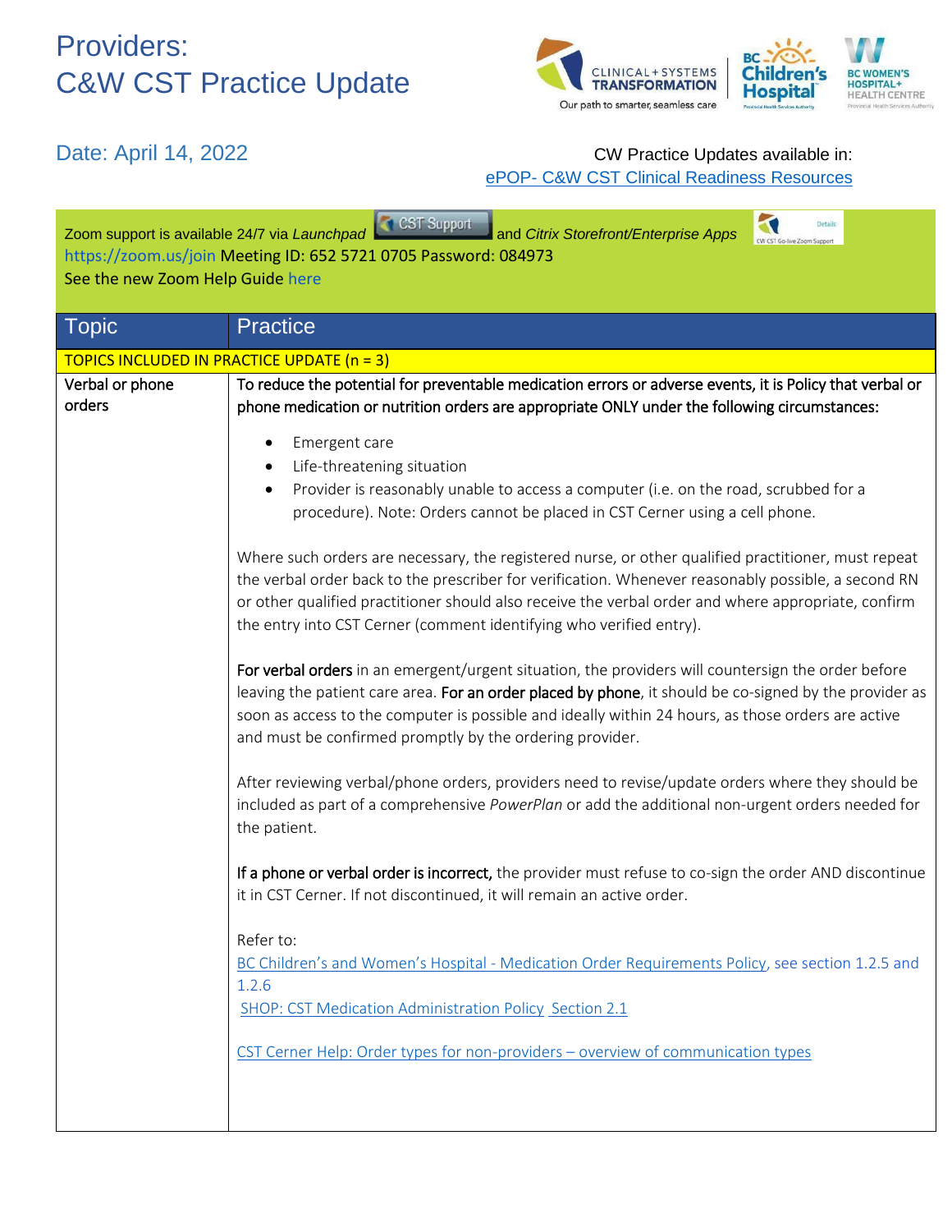# Providers:
# C&W CST Practice Update

Date: April 14, 2022

CW Practice Updates available in: ePOP- C&W CST Clinical Readiness Resources

Zoom support is available 24/7 via *Launchpad* CST Support and *Citrix Storefront/Enterprise Apps*
https://zoom.us/join Meeting ID: 652 5721 0705 Password: 084973
See the new Zoom Help Guide here

| Topic | Practice |
|---|---|
| TOPICS INCLUDED IN PRACTICE UPDATE (n = 3) | |
| Verbal or phone orders | **To reduce the potential for preventable medication errors or adverse events, it is Policy that verbal or phone medication or nutrition orders are appropriate ONLY under the following circumstances:**<br><br>• Emergent care<br>• Life-threatening situation<br>• Provider is reasonably unable to access a computer (i.e. on the road, scrubbed for a procedure). Note: Orders cannot be placed in CST Cerner using a cell phone.<br><br>Where such orders are necessary, the registered nurse, or other qualified practitioner, must repeat the verbal order back to the prescriber for verification. Whenever reasonably possible, a second RN or other qualified practitioner should also receive the verbal order and where appropriate, confirm the entry into CST Cerner (comment identifying who verified entry).<br><br>**For verbal orders** in an emergent/urgent situation, the providers will countersign the order before leaving the patient care area. **For an order placed by phone**, it should be co-signed by the provider as soon as access to the computer is possible and ideally within 24 hours, as those orders are active and must be confirmed promptly by the ordering provider.<br><br>After reviewing verbal/phone orders, providers need to revise/update orders where they should be included as part of a comprehensive *PowerPlan* or add the additional non-urgent orders needed for the patient.<br><br>**If a phone or verbal order is incorrect,** the provider must refuse to co-sign the order AND discontinue it in CST Cerner. If not discontinued, it will remain an active order.<br><br>Refer to:<br>BC Children's and Women's Hospital - Medication Order Requirements Policy, see section 1.2.5 and 1.2.6<br>SHOP: CST Medication Administration Policy Section 2.1<br><br>CST Cerner Help: Order types for non-providers – overview of communication types |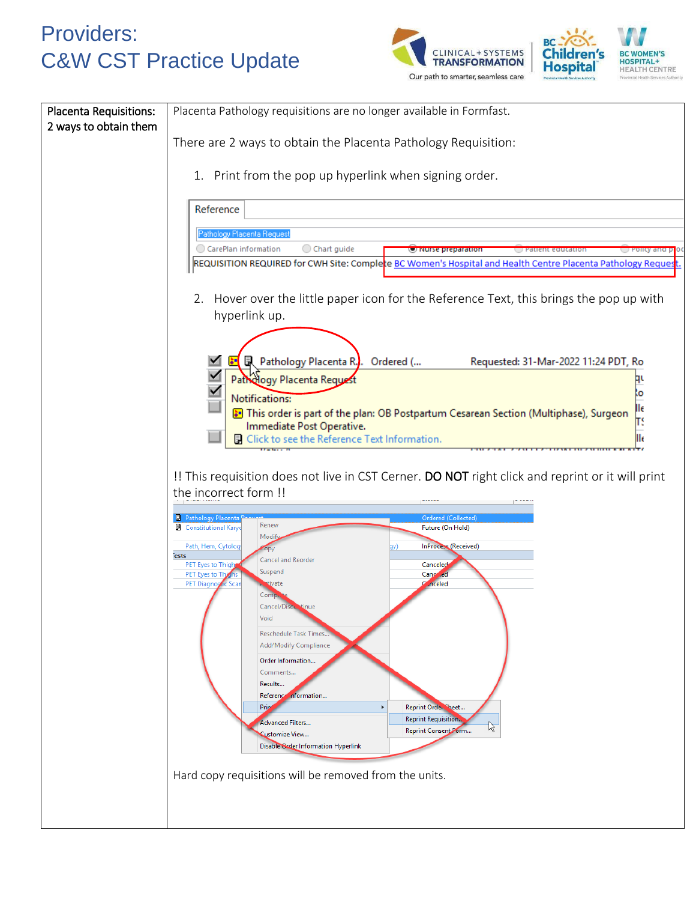# Providers:
# C&W CST Practice Update

| Placenta Requisitions: 2 ways to obtain them | Placenta Pathology requisitions are no longer available in Formfast.<br><br>There are 2 ways to obtain the Placenta Pathology Requisition:<br><br>1. Print from the pop up hyperlink when signing order.<br><br>2. Hover over the little paper icon for the Reference Text, this brings the pop up with hyperlink up.<br><br>!! This requisition does not live in CST Cerner. **DO NOT** right click and reprint or it will print the incorrect form !!<br><br>Hard copy requisitions will be removed from the units. |
|---|---|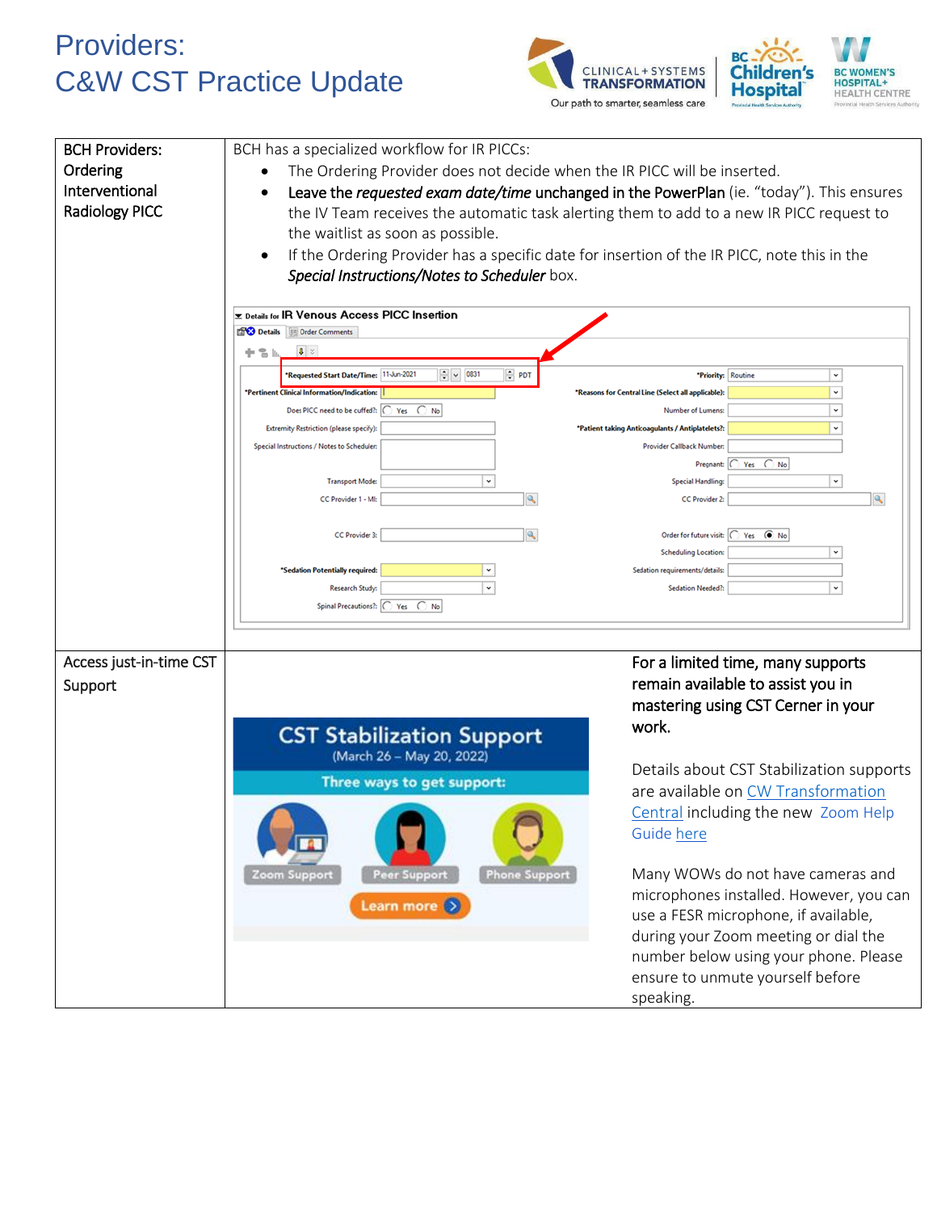# Providers:
# C&W CST Practice Update

| | |
|---|---|
| **BCH Providers: Ordering Interventional Radiology PICC** | BCH has a specialized workflow for IR PICCs:<br>• The Ordering Provider does not decide when the IR PICC will be inserted.<br>• **Leave the *requested exam date/time* unchanged in the PowerPlan** (ie. "today"). This ensures the IV Team receives the automatic task alerting them to add to a new IR PICC request to the waitlist as soon as possible.<br>• If the Ordering Provider has a specific date for insertion of the IR PICC, note this in the ***Special Instructions/Notes to Scheduler*** box. |
| Access just-in-time CST Support | **For a limited time, many supports remain available to assist you in mastering using CST Cerner in your work.**<br><br>Details about CST Stabilization supports are available on CW Transformation Central including the new Zoom Help Guide here<br><br>Many WOWs do not have cameras and microphones installed. However, you can use a FESR microphone, if available, during your Zoom meeting or dial the number below using your phone. Please ensure to unmute yourself before speaking. |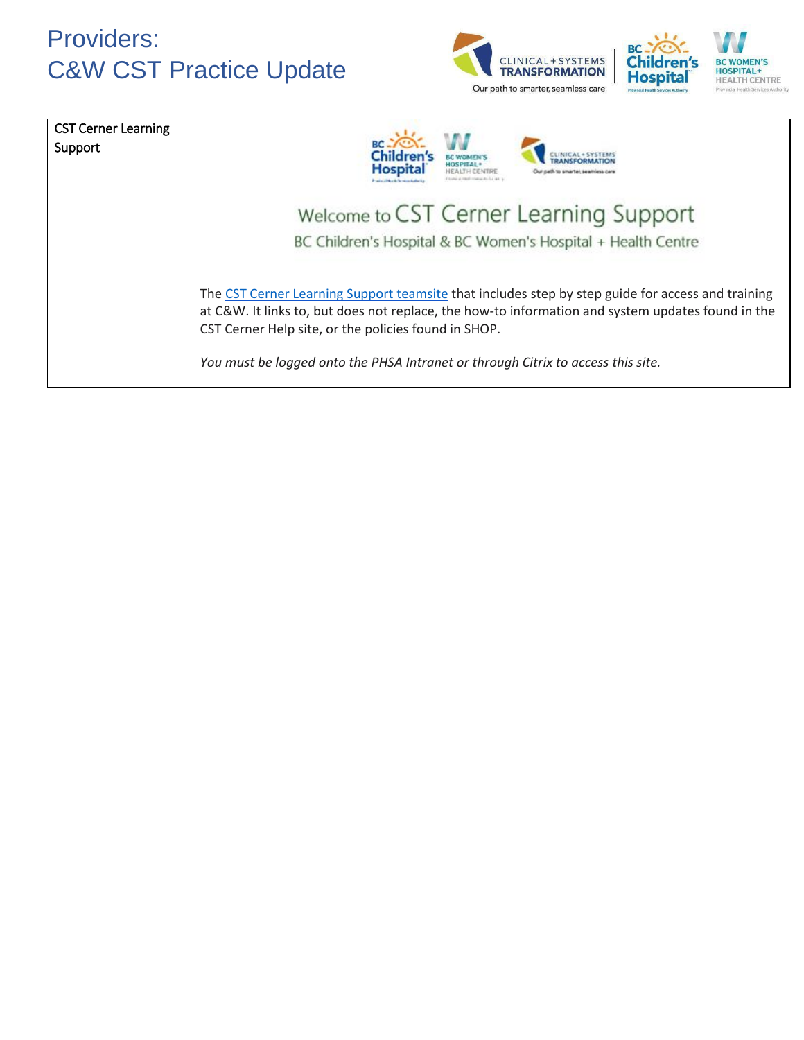| | |
|---|---|
| CST Cerner Learning Support | Welcome to CST Cerner Learning Support<br>BC Children's Hospital & BC Women's Hospital + Health Centre<br><br>The CST Cerner Learning Support teamsite that includes step by step guide for access and training at C&W. It links to, but does not replace, the how-to information and system updates found in the CST Cerner Help site, or the policies found in SHOP.<br><br>*You must be logged onto the PHSA Intranet or through Citrix to access this site.* |